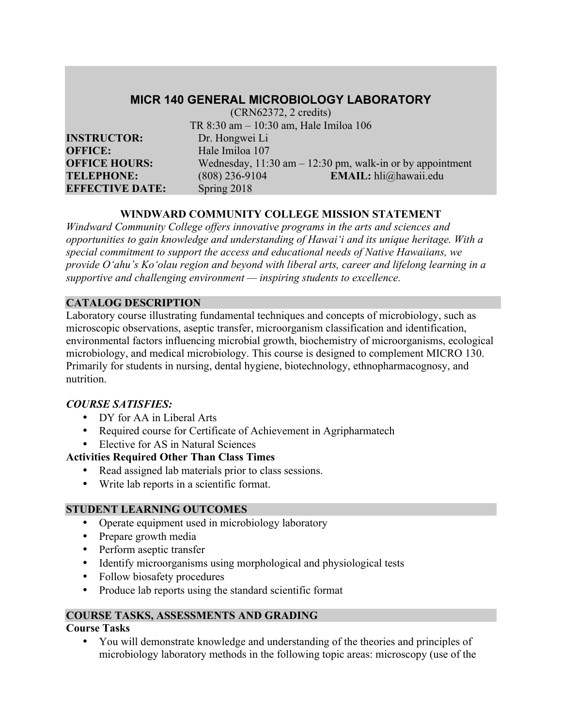# MICR 140 GENERAL MICROBIOLOGY LABORATORY

(CRN62372, 2 credits)

TR 8:30 am – 10:30 am, Hale Imiloa 106

**INSTRUCTOR:** Dr. Hongwei Li
**OFFICE:** Hale Imiloa 107
**OFFICE HOURS:** Wednesday, 11:30 am – 12:30 pm, walk-in or by appointment
**TELEPHONE:** (808) 236-9104 **EMAIL:** hli@hawaii.edu
**EFFECTIVE DATE:** Spring 2018

## WINDWARD COMMUNITY COLLEGE MISSION STATEMENT

*Windward Community College offers innovative programs in the arts and sciences and opportunities to gain knowledge and understanding of Hawaiʻi and its unique heritage. With a special commitment to support the access and educational needs of Native Hawaiians, we provide Oʻahu's Koʻolau region and beyond with liberal arts, career and lifelong learning in a supportive and challenging environment — inspiring students to excellence.*

## CATALOG DESCRIPTION

Laboratory course illustrating fundamental techniques and concepts of microbiology, such as microscopic observations, aseptic transfer, microorganism classification and identification, environmental factors influencing microbial growth, biochemistry of microorganisms, ecological microbiology, and medical microbiology. This course is designed to complement MICRO 130. Primarily for students in nursing, dental hygiene, biotechnology, ethnopharmacognosy, and nutrition.

### *COURSE SATISFIES:*

- DY for AA in Liberal Arts
- Required course for Certificate of Achievement in Agripharmatech
- Elective for AS in Natural Sciences

**Activities Required Other Than Class Times**

- Read assigned lab materials prior to class sessions.
- Write lab reports in a scientific format.

## STUDENT LEARNING OUTCOMES

- Operate equipment used in microbiology laboratory
- Prepare growth media
- Perform aseptic transfer
- Identify microorganisms using morphological and physiological tests
- Follow biosafety procedures
- Produce lab reports using the standard scientific format

## COURSE TASKS, ASSESSMENTS AND GRADING

**Course Tasks**

- You will demonstrate knowledge and understanding of the theories and principles of microbiology laboratory methods in the following topic areas: microscopy (use of the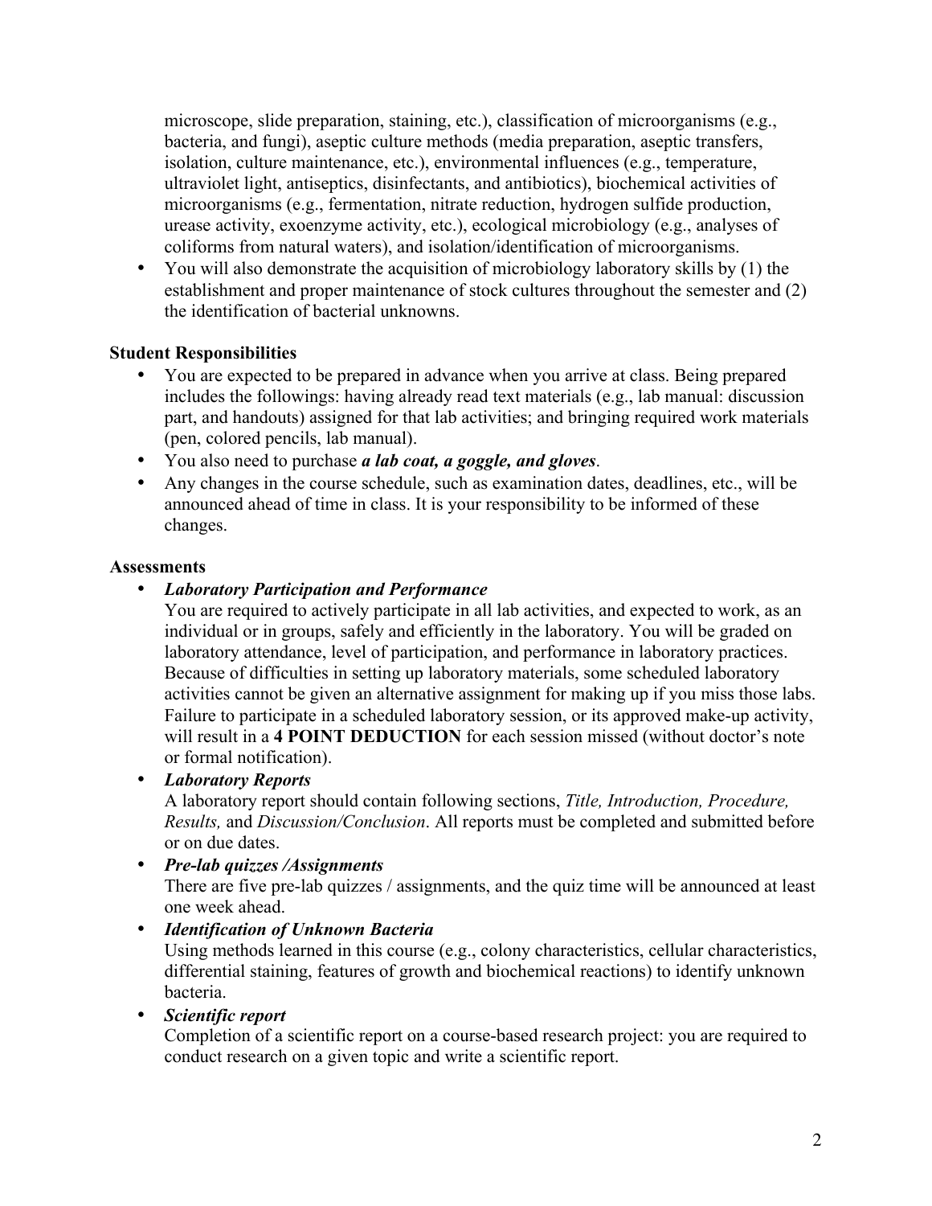microscope, slide preparation, staining, etc.), classification of microorganisms (e.g., bacteria, and fungi), aseptic culture methods (media preparation, aseptic transfers, isolation, culture maintenance, etc.), environmental influences (e.g., temperature, ultraviolet light, antiseptics, disinfectants, and antibiotics), biochemical activities of microorganisms (e.g., fermentation, nitrate reduction, hydrogen sulfide production, urease activity, exoenzyme activity, etc.), ecological microbiology (e.g., analyses of coliforms from natural waters), and isolation/identification of microorganisms.

- You will also demonstrate the acquisition of microbiology laboratory skills by (1) the establishment and proper maintenance of stock cultures throughout the semester and (2) the identification of bacterial unknowns.

**Student Responsibilities**

- You are expected to be prepared in advance when you arrive at class. Being prepared includes the followings: having already read text materials (e.g., lab manual: discussion part, and handouts) assigned for that lab activities; and bringing required work materials (pen, colored pencils, lab manual).
- You also need to purchase ***a lab coat, a goggle, and gloves***.
- Any changes in the course schedule, such as examination dates, deadlines, etc., will be announced ahead of time in class. It is your responsibility to be informed of these changes.

**Assessments**

- ***Laboratory Participation and Performance***
  You are required to actively participate in all lab activities, and expected to work, as an individual or in groups, safely and efficiently in the laboratory. You will be graded on laboratory attendance, level of participation, and performance in laboratory practices. Because of difficulties in setting up laboratory materials, some scheduled laboratory activities cannot be given an alternative assignment for making up if you miss those labs. Failure to participate in a scheduled laboratory session, or its approved make-up activity, will result in a **4 POINT DEDUCTION** for each session missed (without doctor's note or formal notification).
- ***Laboratory Reports***
  A laboratory report should contain following sections, *Title, Introduction, Procedure, Results,* and *Discussion/Conclusion*. All reports must be completed and submitted before or on due dates.
- ***Pre-lab quizzes /Assignments***
  There are five pre-lab quizzes / assignments, and the quiz time will be announced at least one week ahead.
- ***Identification of Unknown Bacteria***
  Using methods learned in this course (e.g., colony characteristics, cellular characteristics, differential staining, features of growth and biochemical reactions) to identify unknown bacteria.
- ***Scientific report***
  Completion of a scientific report on a course-based research project: you are required to conduct research on a given topic and write a scientific report.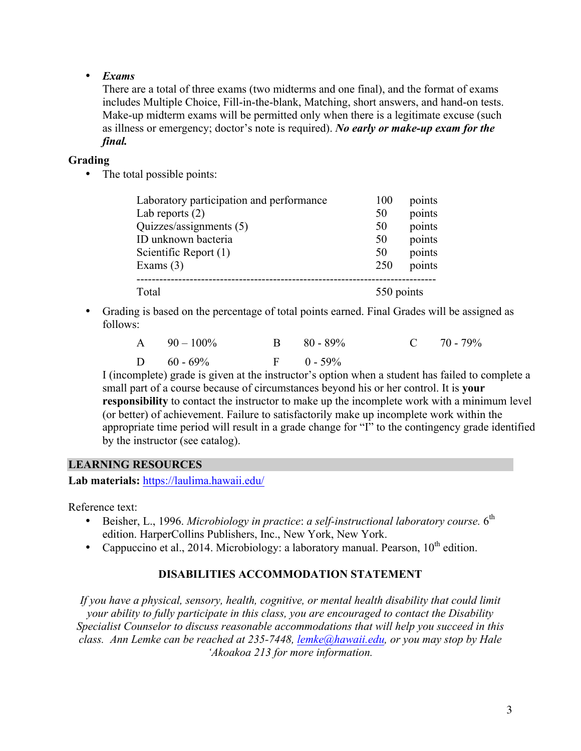- ***Exams***
  There are a total of three exams (two midterms and one final), and the format of exams includes Multiple Choice, Fill-in-the-blank, Matching, short answers, and hand-on tests. Make-up midterm exams will be permitted only when there is a legitimate excuse (such as illness or emergency; doctor's note is required). ***No early or make-up exam for the final.***

**Grading**

- The total possible points:

| | | |
|---|---|---|
| Laboratory participation and performance | 100 | points |
| Lab reports (2) | 50 | points |
| Quizzes/assignments (5) | 50 | points |
| ID unknown bacteria | 50 | points |
| Scientific Report (1) | 50 | points |
| Exams (3) | 250 | points |
| Total | 550 points | |

- Grading is based on the percentage of total points earned. Final Grades will be assigned as follows:

| | | | | | |
|---|---|---|---|---|---|
| A | 90 – 100% | B | 80 - 89% | C | 70 - 79% |
| D | 60 - 69% | F | 0 - 59% | | |

  I (incomplete) grade is given at the instructor's option when a student has failed to complete a small part of a course because of circumstances beyond his or her control. It is **your responsibility** to contact the instructor to make up the incomplete work with a minimum level (or better) of achievement. Failure to satisfactorily make up incomplete work within the appropriate time period will result in a grade change for "I" to the contingency grade identified by the instructor (see catalog).

## LEARNING RESOURCES

**Lab materials:** https://laulima.hawaii.edu/

Reference text:

- Beisher, L., 1996. *Microbiology in practice*: *a self-instructional laboratory course.* 6th edition. HarperCollins Publishers, Inc., New York, New York.
- Cappuccino et al., 2014. Microbiology: a laboratory manual. Pearson, 10th edition.

### DISABILITIES ACCOMMODATION STATEMENT

*If you have a physical, sensory, health, cognitive, or mental health disability that could limit your ability to fully participate in this class, you are encouraged to contact the Disability Specialist Counselor to discuss reasonable accommodations that will help you succeed in this class. Ann Lemke can be reached at 235-7448, lemke@hawaii.edu, or you may stop by Hale 'Akoakoa 213 for more information.*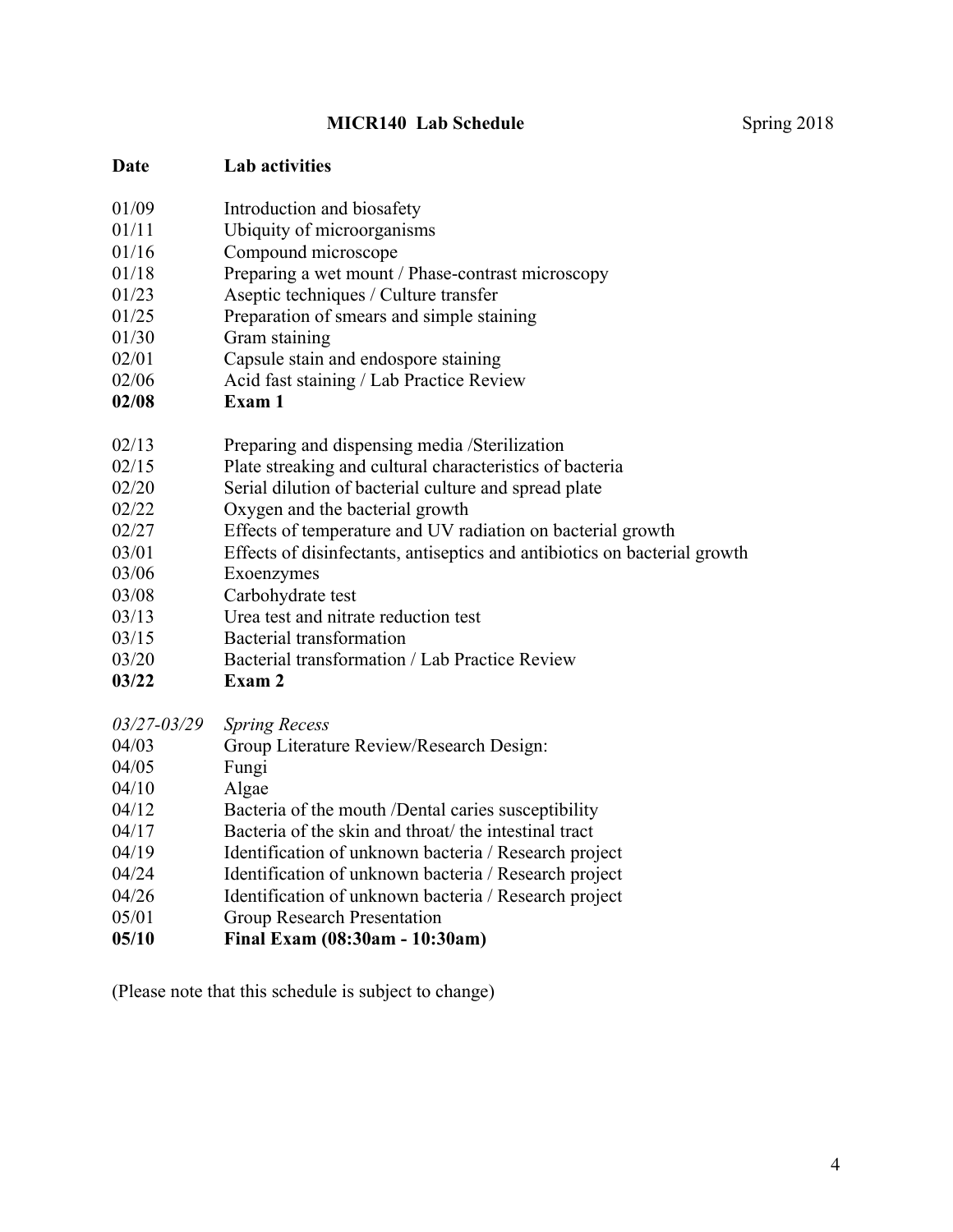**MICR140 Lab Schedule** Spring 2018

| **Date** | **Lab activities** |
| --- | --- |
| 01/09 | Introduction and biosafety |
| 01/11 | Ubiquity of microorganisms |
| 01/16 | Compound microscope |
| 01/18 | Preparing a wet mount / Phase-contrast microscopy |
| 01/23 | Aseptic techniques / Culture transfer |
| 01/25 | Preparation of smears and simple staining |
| 01/30 | Gram staining |
| 02/01 | Capsule stain and endospore staining |
| 02/06 | Acid fast staining / Lab Practice Review |
| **02/08** | **Exam 1** |
| 02/13 | Preparing and dispensing media /Sterilization |
| 02/15 | Plate streaking and cultural characteristics of bacteria |
| 02/20 | Serial dilution of bacterial culture and spread plate |
| 02/22 | Oxygen and the bacterial growth |
| 02/27 | Effects of temperature and UV radiation on bacterial growth |
| 03/01 | Effects of disinfectants, antiseptics and antibiotics on bacterial growth |
| 03/06 | Exoenzymes |
| 03/08 | Carbohydrate test |
| 03/13 | Urea test and nitrate reduction test |
| 03/15 | Bacterial transformation |
| 03/20 | Bacterial transformation / Lab Practice Review |
| **03/22** | **Exam 2** |
| *03/27-03/29* | *Spring Recess* |
| 04/03 | Group Literature Review/Research Design: |
| 04/05 | Fungi |
| 04/10 | Algae |
| 04/12 | Bacteria of the mouth /Dental caries susceptibility |
| 04/17 | Bacteria of the skin and throat/ the intestinal tract |
| 04/19 | Identification of unknown bacteria / Research project |
| 04/24 | Identification of unknown bacteria / Research project |
| 04/26 | Identification of unknown bacteria / Research project |
| 05/01 | Group Research Presentation |
| **05/10** | **Final Exam (08:30am - 10:30am)** |

(Please note that this schedule is subject to change)